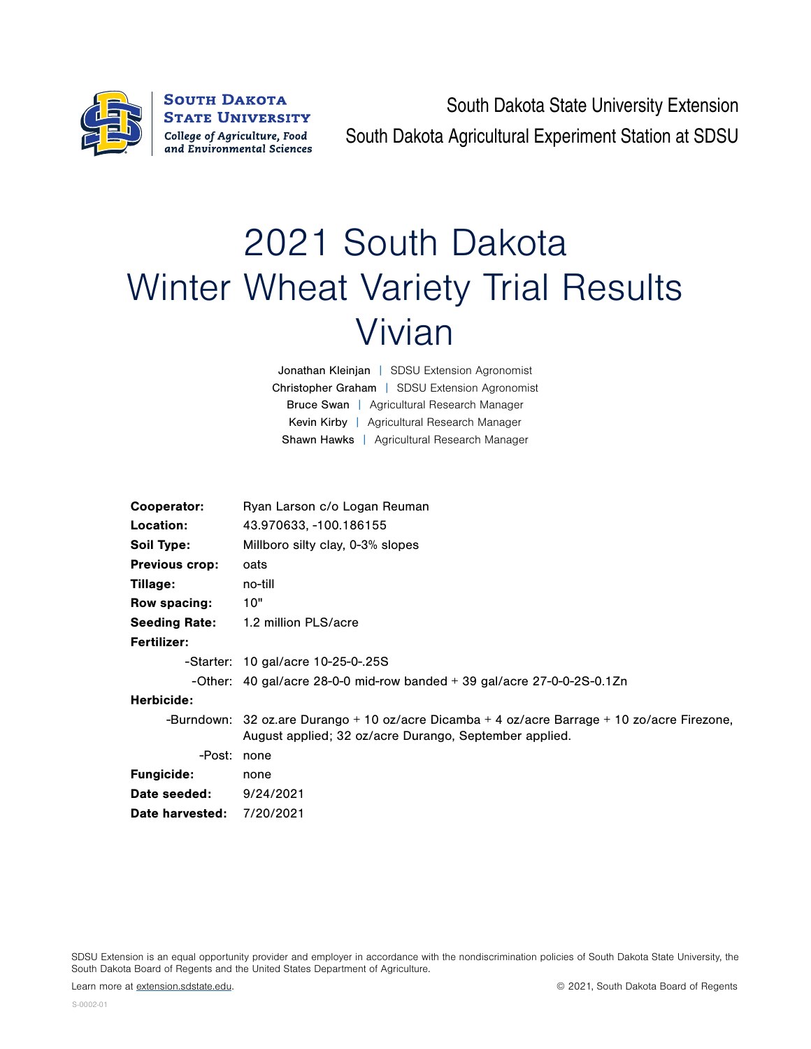South Dakota State University
College of Agriculture, Food and Environmental Sciences

South Dakota State University Extension
South Dakota Agricultural Experiment Station at SDSU

# 2021 South Dakota Winter Wheat Variety Trial Results Vivian

Jonathan Kleinjan | SDSU Extension Agronomist
Christopher Graham | SDSU Extension Agronomist
Bruce Swan | Agricultural Research Manager
Kevin Kirby | Agricultural Research Manager
Shawn Hawks | Agricultural Research Manager

**Cooperator:** Ryan Larson c/o Logan Reuman
**Location:** 43.970633, -100.186155
**Soil Type:** Millboro silty clay, 0-3% slopes
**Previous crop:** oats
**Tillage:** no-till
**Row spacing:** 10"
**Seeding Rate:** 1.2 million PLS/acre
**Fertilizer:**
-Starter: 10 gal/acre 10-25-0-.25S
-Other: 40 gal/acre 28-0-0 mid-row banded + 39 gal/acre 27-0-0-2S-0.1Zn
**Herbicide:**
-Burndown: 32 oz.are Durango + 10 oz/acre Dicamba + 4 oz/acre Barrage + 10 zo/acre Firezone, August applied; 32 oz/acre Durango, September applied.
-Post: none
**Fungicide:** none
**Date seeded:** 9/24/2021
**Date harvested:** 7/20/2021

SDSU Extension is an equal opportunity provider and employer in accordance with the nondiscrimination policies of South Dakota State University, the South Dakota Board of Regents and the United States Department of Agriculture.

Learn more at extension.sdstate.edu. © 2021, South Dakota Board of Regents

S-0002-01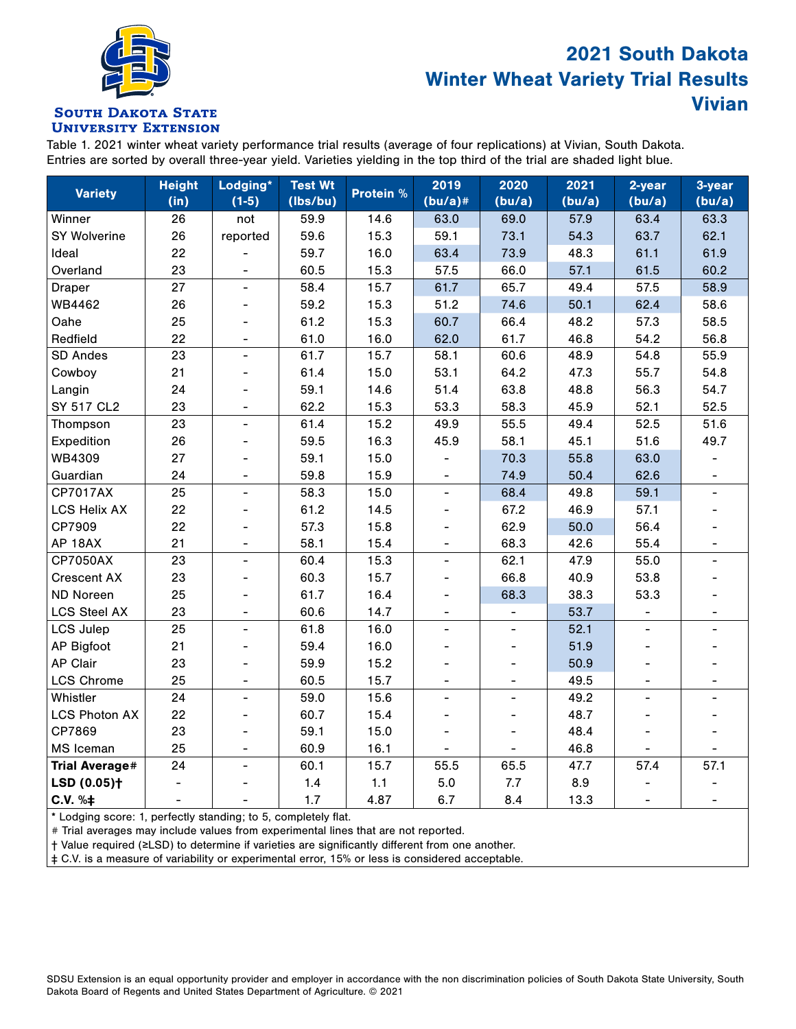# 2021 South Dakota Winter Wheat Variety Trial Results Vivian

Table 1. 2021 winter wheat variety performance trial results (average of four replications) at Vivian, South Dakota. Entries are sorted by overall three-year yield. Varieties yielding in the top third of the trial are shaded light blue.

| Variety | Height (in) | Lodging* (1-5) | Test Wt (lbs/bu) | Protein % | 2019 (bu/a)# | 2020 (bu/a) | 2021 (bu/a) | 2-year (bu/a) | 3-year (bu/a) |
|---|---|---|---|---|---|---|---|---|---|
| Winner | 26 | not | 59.9 | 14.6 | 63.0 | 69.0 | 57.9 | 63.4 | 63.3 |
| SY Wolverine | 26 | reported | 59.6 | 15.3 | 59.1 | 73.1 | 54.3 | 63.7 | 62.1 |
| Ideal | 22 | - | 59.7 | 16.0 | 63.4 | 73.9 | 48.3 | 61.1 | 61.9 |
| Overland | 23 | - | 60.5 | 15.3 | 57.5 | 66.0 | 57.1 | 61.5 | 60.2 |
| Draper | 27 | - | 58.4 | 15.7 | 61.7 | 65.7 | 49.4 | 57.5 | 58.9 |
| WB4462 | 26 | - | 59.2 | 15.3 | 51.2 | 74.6 | 50.1 | 62.4 | 58.6 |
| Oahe | 25 | - | 61.2 | 15.3 | 60.7 | 66.4 | 48.2 | 57.3 | 58.5 |
| Redfield | 22 | - | 61.0 | 16.0 | 62.0 | 61.7 | 46.8 | 54.2 | 56.8 |
| SD Andes | 23 | - | 61.7 | 15.7 | 58.1 | 60.6 | 48.9 | 54.8 | 55.9 |
| Cowboy | 21 | - | 61.4 | 15.0 | 53.1 | 64.2 | 47.3 | 55.7 | 54.8 |
| Langin | 24 | - | 59.1 | 14.6 | 51.4 | 63.8 | 48.8 | 56.3 | 54.7 |
| SY 517 CL2 | 23 | - | 62.2 | 15.3 | 53.3 | 58.3 | 45.9 | 52.1 | 52.5 |
| Thompson | 23 | - | 61.4 | 15.2 | 49.9 | 55.5 | 49.4 | 52.5 | 51.6 |
| Expedition | 26 | - | 59.5 | 16.3 | 45.9 | 58.1 | 45.1 | 51.6 | 49.7 |
| WB4309 | 27 | - | 59.1 | 15.0 | - | 70.3 | 55.8 | 63.0 | - |
| Guardian | 24 | - | 59.8 | 15.9 | - | 74.9 | 50.4 | 62.6 | - |
| CP7017AX | 25 | - | 58.3 | 15.0 | - | 68.4 | 49.8 | 59.1 | - |
| LCS Helix AX | 22 | - | 61.2 | 14.5 | - | 67.2 | 46.9 | 57.1 | - |
| CP7909 | 22 | - | 57.3 | 15.8 | - | 62.9 | 50.0 | 56.4 | - |
| AP 18AX | 21 | - | 58.1 | 15.4 | - | 68.3 | 42.6 | 55.4 | - |
| CP7050AX | 23 | - | 60.4 | 15.3 | - | 62.1 | 47.9 | 55.0 | - |
| Crescent AX | 23 | - | 60.3 | 15.7 | - | 66.8 | 40.9 | 53.8 | - |
| ND Noreen | 25 | - | 61.7 | 16.4 | - | 68.3 | 38.3 | 53.3 | - |
| LCS Steel AX | 23 | - | 60.6 | 14.7 | - | - | 53.7 | - | - |
| LCS Julep | 25 | - | 61.8 | 16.0 | - | - | 52.1 | - | - |
| AP Bigfoot | 21 | - | 59.4 | 16.0 | - | - | 51.9 | - | - |
| AP Clair | 23 | - | 59.9 | 15.2 | - | - | 50.9 | - | - |
| LCS Chrome | 25 | - | 60.5 | 15.7 | - | - | 49.5 | - | - |
| Whistler | 24 | - | 59.0 | 15.6 | - | - | 49.2 | - | - |
| LCS Photon AX | 22 | - | 60.7 | 15.4 | - | - | 48.7 | - | - |
| CP7869 | 23 | - | 59.1 | 15.0 | - | - | 48.4 | - | - |
| MS Iceman | 25 | - | 60.9 | 16.1 | - | - | 46.8 | - | - |
| **Trial Average#** | 24 | - | 60.1 | 15.7 | 55.5 | 65.5 | 47.7 | 57.4 | 57.1 |
| **LSD (0.05)†** | - | - | 1.4 | 1.1 | 5.0 | 7.7 | 8.9 | - | - |
| **C.V. %‡** | - | - | 1.7 | 4.87 | 6.7 | 8.4 | 13.3 | - | - |

* Lodging score: 1, perfectly standing; to 5, completely flat.
# Trial averages may include values from experimental lines that are not reported.
† Value required (≥LSD) to determine if varieties are significantly different from one another.
‡ C.V. is a measure of variability or experimental error, 15% or less is considered acceptable.

SDSU Extension is an equal opportunity provider and employer in accordance with the non discrimination policies of South Dakota State University, South Dakota Board of Regents and United States Department of Agriculture. © 2021